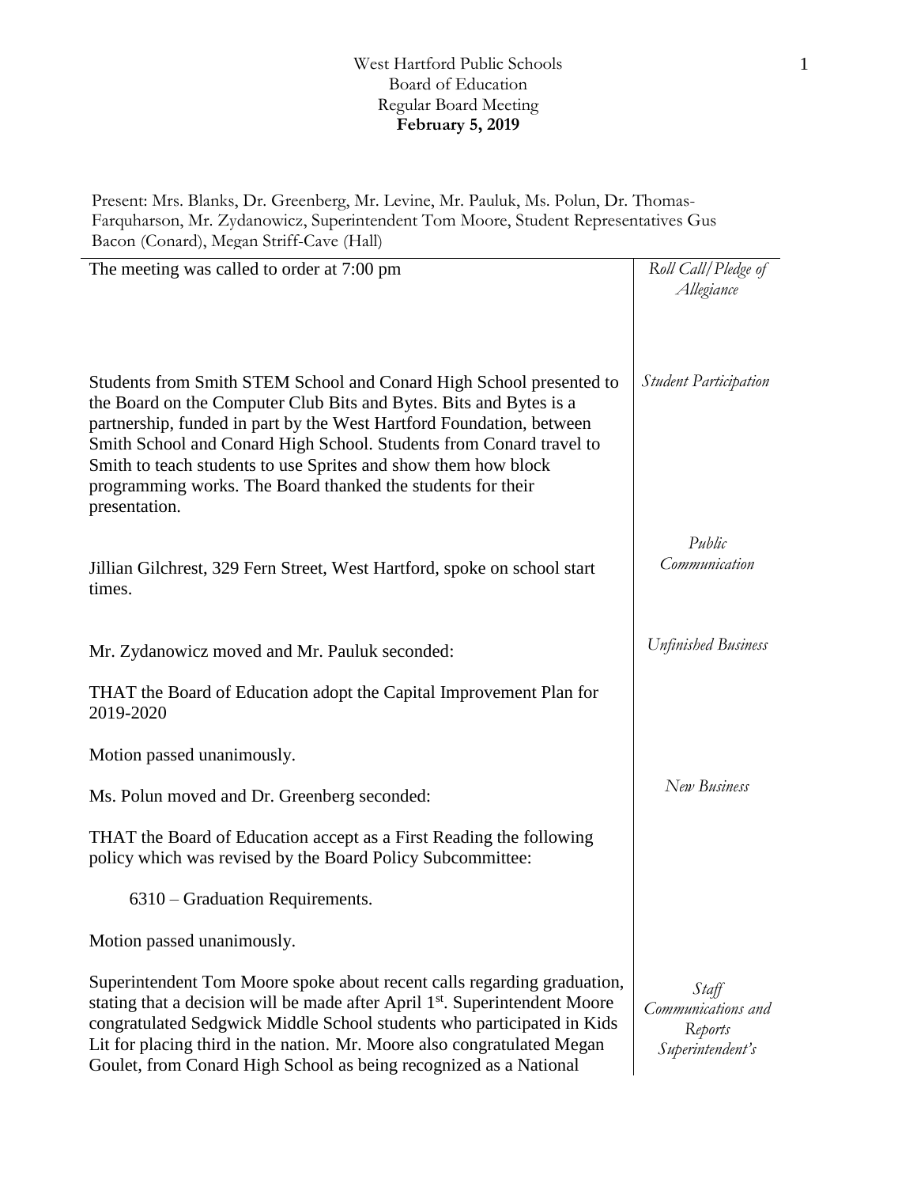West Hartford Public Schools
Board of Education
Regular Board Meeting
**February 5, 2019**

Present: Mrs. Blanks, Dr. Greenberg, Mr. Levine, Mr. Pauluk, Ms. Polun, Dr. Thomas-Farquharson, Mr. Zydanowicz, Superintendent Tom Moore, Student Representatives Gus Bacon (Conard), Megan Striff-Cave (Hall)

*Roll Call/Pledge of Allegiance*

The meeting was called to order at 7:00 pm

*Student Participation*

Students from Smith STEM School and Conard High School presented to the Board on the Computer Club Bits and Bytes. Bits and Bytes is a partnership, funded in part by the West Hartford Foundation, between Smith School and Conard High School. Students from Conard travel to Smith to teach students to use Sprites and show them how block programming works. The Board thanked the students for their presentation.

*Public Communication*

Jillian Gilchrest, 329 Fern Street, West Hartford, spoke on school start times.

*Unfinished Business*

Mr. Zydanowicz moved and Mr. Pauluk seconded:

THAT the Board of Education adopt the Capital Improvement Plan for 2019-2020

Motion passed unanimously.

*New Business*

Ms. Polun moved and Dr. Greenberg seconded:

THAT the Board of Education accept as a First Reading the following policy which was revised by the Board Policy Subcommittee:

6310 – Graduation Requirements.

Motion passed unanimously.

*Staff Communications and Reports Superintendent's*

Superintendent Tom Moore spoke about recent calls regarding graduation, stating that a decision will be made after April 1st. Superintendent Moore congratulated Sedgwick Middle School students who participated in Kids Lit for placing third in the nation. Mr. Moore also congratulated Megan Goulet, from Conard High School as being recognized as a National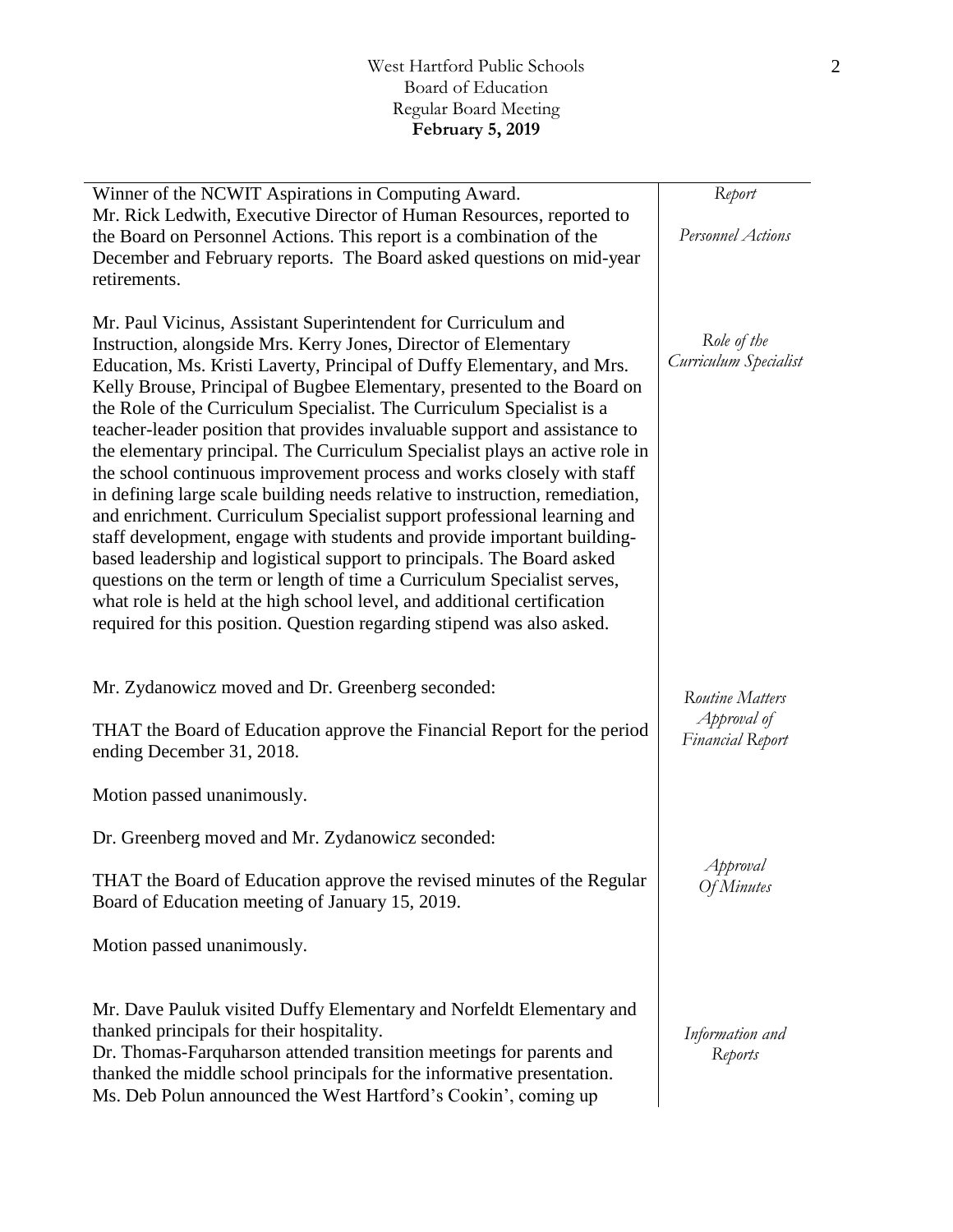Winner of the NCWIT Aspirations in Computing Award.

*Report*

*Personnel Actions*

Mr. Rick Ledwith, Executive Director of Human Resources, reported to the Board on Personnel Actions. This report is a combination of the December and February reports. The Board asked questions on mid-year retirements.

*Role of the Curriculum Specialist*

Mr. Paul Vicinus, Assistant Superintendent for Curriculum and Instruction, alongside Mrs. Kerry Jones, Director of Elementary Education, Ms. Kristi Laverty, Principal of Duffy Elementary, and Mrs. Kelly Brouse, Principal of Bugbee Elementary, presented to the Board on the Role of the Curriculum Specialist. The Curriculum Specialist is a teacher-leader position that provides invaluable support and assistance to the elementary principal. The Curriculum Specialist plays an active role in the school continuous improvement process and works closely with staff in defining large scale building needs relative to instruction, remediation, and enrichment. Curriculum Specialist support professional learning and staff development, engage with students and provide important building-based leadership and logistical support to principals. The Board asked questions on the term or length of time a Curriculum Specialist serves, what role is held at the high school level, and additional certification required for this position. Question regarding stipend was also asked.

*Routine Matters*
*Approval of Financial Report*

Mr. Zydanowicz moved and Dr. Greenberg seconded:

THAT the Board of Education approve the Financial Report for the period ending December 31, 2018.

Motion passed unanimously.

*Approval Of Minutes*

Dr. Greenberg moved and Mr. Zydanowicz seconded:

THAT the Board of Education approve the revised minutes of the Regular Board of Education meeting of January 15, 2019.

Motion passed unanimously.

*Information and Reports*

Mr. Dave Pauluk visited Duffy Elementary and Norfeldt Elementary and thanked principals for their hospitality.
Dr. Thomas-Farquharson attended transition meetings for parents and thanked the middle school principals for the informative presentation.
Ms. Deb Polun announced the West Hartford's Cookin', coming up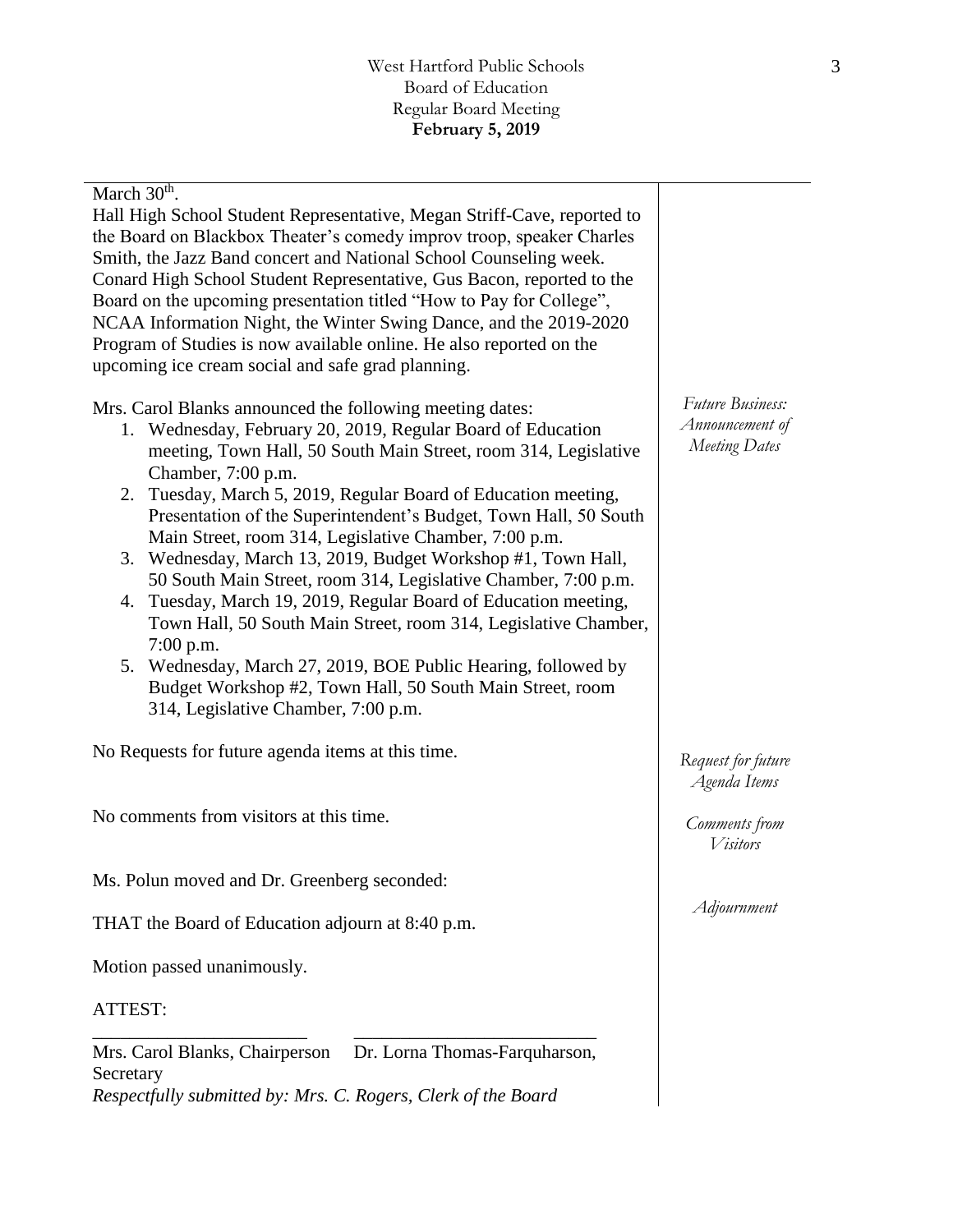March 30th.

Hall High School Student Representative, Megan Striff-Cave, reported to the Board on Blackbox Theater's comedy improv troop, speaker Charles Smith, the Jazz Band concert and National School Counseling week. Conard High School Student Representative, Gus Bacon, reported to the Board on the upcoming presentation titled "How to Pay for College", NCAA Information Night, the Winter Swing Dance, and the 2019-2020 Program of Studies is now available online. He also reported on the upcoming ice cream social and safe grad planning.

*Future Business: Announcement of Meeting Dates*

Mrs. Carol Blanks announced the following meeting dates:

1. Wednesday, February 20, 2019, Regular Board of Education meeting, Town Hall, 50 South Main Street, room 314, Legislative Chamber, 7:00 p.m.
2. Tuesday, March 5, 2019, Regular Board of Education meeting, Presentation of the Superintendent's Budget, Town Hall, 50 South Main Street, room 314, Legislative Chamber, 7:00 p.m.
3. Wednesday, March 13, 2019, Budget Workshop #1, Town Hall, 50 South Main Street, room 314, Legislative Chamber, 7:00 p.m.
4. Tuesday, March 19, 2019, Regular Board of Education meeting, Town Hall, 50 South Main Street, room 314, Legislative Chamber, 7:00 p.m.
5. Wednesday, March 27, 2019, BOE Public Hearing, followed by Budget Workshop #2, Town Hall, 50 South Main Street, room 314, Legislative Chamber, 7:00 p.m.

*Request for future Agenda Items*

No Requests for future agenda items at this time.

*Comments from Visitors*

No comments from visitors at this time.

*Adjournment*

Ms. Polun moved and Dr. Greenberg seconded:

THAT the Board of Education adjourn at 8:40 p.m.

Motion passed unanimously.

ATTEST:

\_\_\_\_\_\_\_\_\_\_\_\_\_\_\_\_\_\_\_\_\_\_\_ \_\_\_\_\_\_\_\_\_\_\_\_\_\_\_\_\_\_\_\_\_\_\_\_\_\_

Mrs. Carol Blanks, Chairperson Dr. Lorna Thomas-Farquharson, Secretary

*Respectfully submitted by: Mrs. C. Rogers, Clerk of the Board*